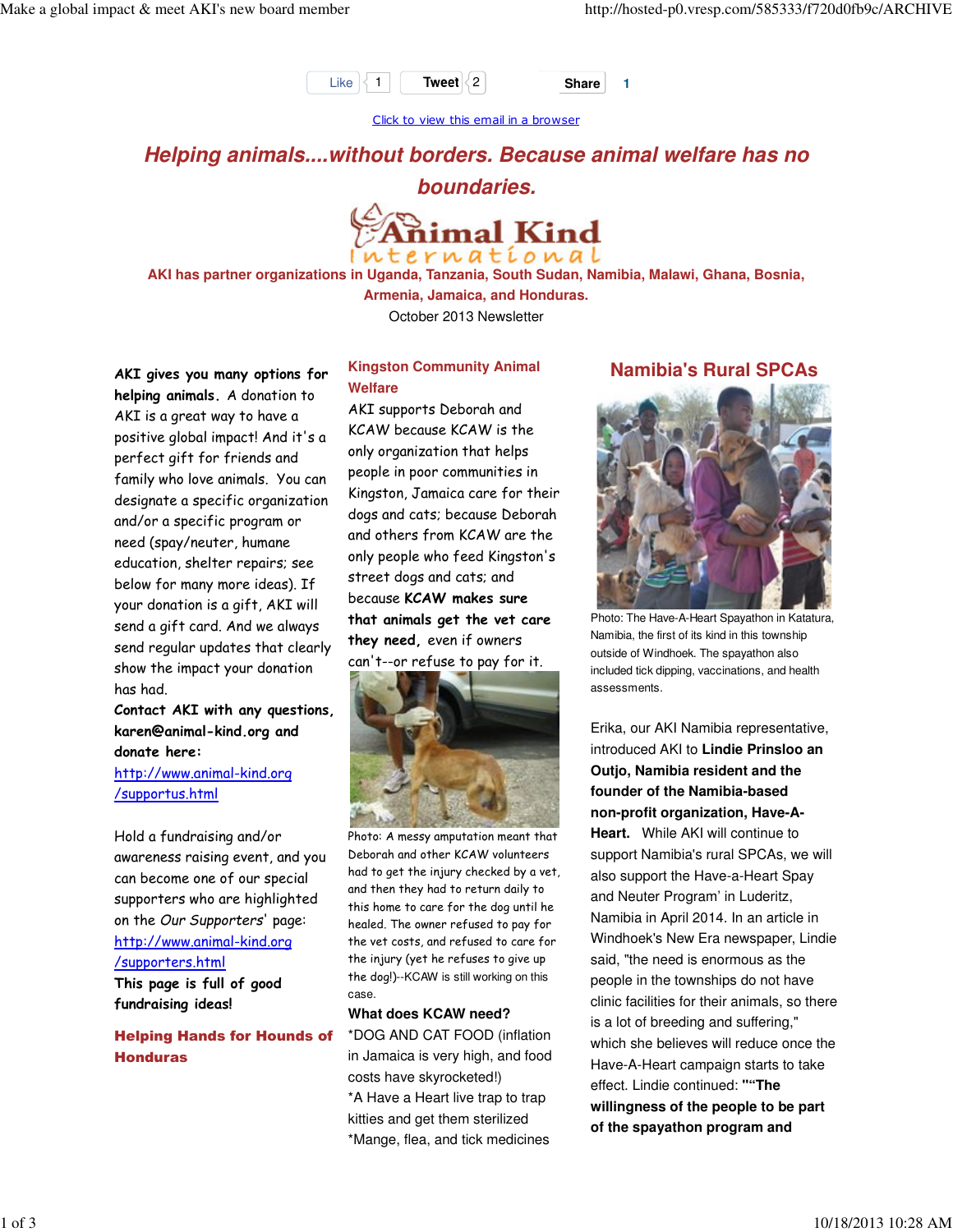Like 1 Tweet 2 Share 1

Click to view this email in a browser

## Helping animals....without borders. Because animal welfare has no boundaries.

Animal Kind International

**AKI has partner organizations in Uganda, Tanzania, South Sudan, Namibia, Malawi, Ghana, Bosnia, Armenia, Jamaica, and Honduras.**

October 2013 Newsletter

**AKI gives you many options for helping animals.** A donation to AKI is a great way to have a positive global impact! And it's a perfect gift for friends and family who love animals. You can designate a specific organization and/or a specific program or need (spay/neuter, humane education, shelter repairs; see below for many more ideas). If your donation is a gift, AKI will send a gift card. And we always send regular updates that clearly show the impact your donation has had.

**Contact AKI with any questions, karen@animal-kind.org and donate here:** http://www.animal-kind.org/supportus.html

Hold a fundraising and/or awareness raising event, and you can become one of our special supporters who are highlighted on the *Our Supporters*' page: http://www.animal-kind.org/supporters.html

**This page is full of good fundraising ideas!**

### Helping Hands for Hounds of Honduras

### Kingston Community Animal Welfare

AKI supports Deborah and KCAW because KCAW is the only organization that helps people in poor communities in Kingston, Jamaica care for their dogs and cats; because Deborah and others from KCAW are the only people who feed Kingston's street dogs and cats; and because **KCAW makes sure that animals get the vet care they need,** even if owners can't--or refuse to pay for it.

Photo: A messy amputation meant that Deborah and other KCAW volunteers had to get the injury checked by a vet, and then they had to return daily to this home to care for the dog until he healed. The owner refused to pay for the vet costs, and refused to care for the injury (yet he refuses to give up the dog!)--KCAW is still working on this case.

**What does KCAW need?**

*DOG AND CAT FOOD (inflation in Jamaica is very high, and food costs have skyrocketed!)
*A Have a Heart live trap to trap kitties and get them sterilized
*Mange, flea, and tick medicines

## Namibia's Rural SPCAs

Photo: The Have-A-Heart Spayathon in Katatura, Namibia, the first of its kind in this township outside of Windhoek. The spayathon also included tick dipping, vaccinations, and health assessments.

Erika, our AKI Namibia representative, introduced AKI to **Lindie Prinsloo an Outjo, Namibia resident and the founder of the Namibia-based non-profit organization, Have-A-Heart.** While AKI will continue to support Namibia's rural SPCAs, we will also support the Have-a-Heart Spay and Neuter Program' in Luderitz, Namibia in April 2014. In an article in Windhoek's New Era newspaper, Lindie said, "the need is enormous as the people in the townships do not have clinic facilities for their animals, so there is a lot of breeding and suffering," which she believes will reduce once the Have-A-Heart campaign starts to take effect. Lindie continued: **"“The willingness of the people to be part of the spayathon program and**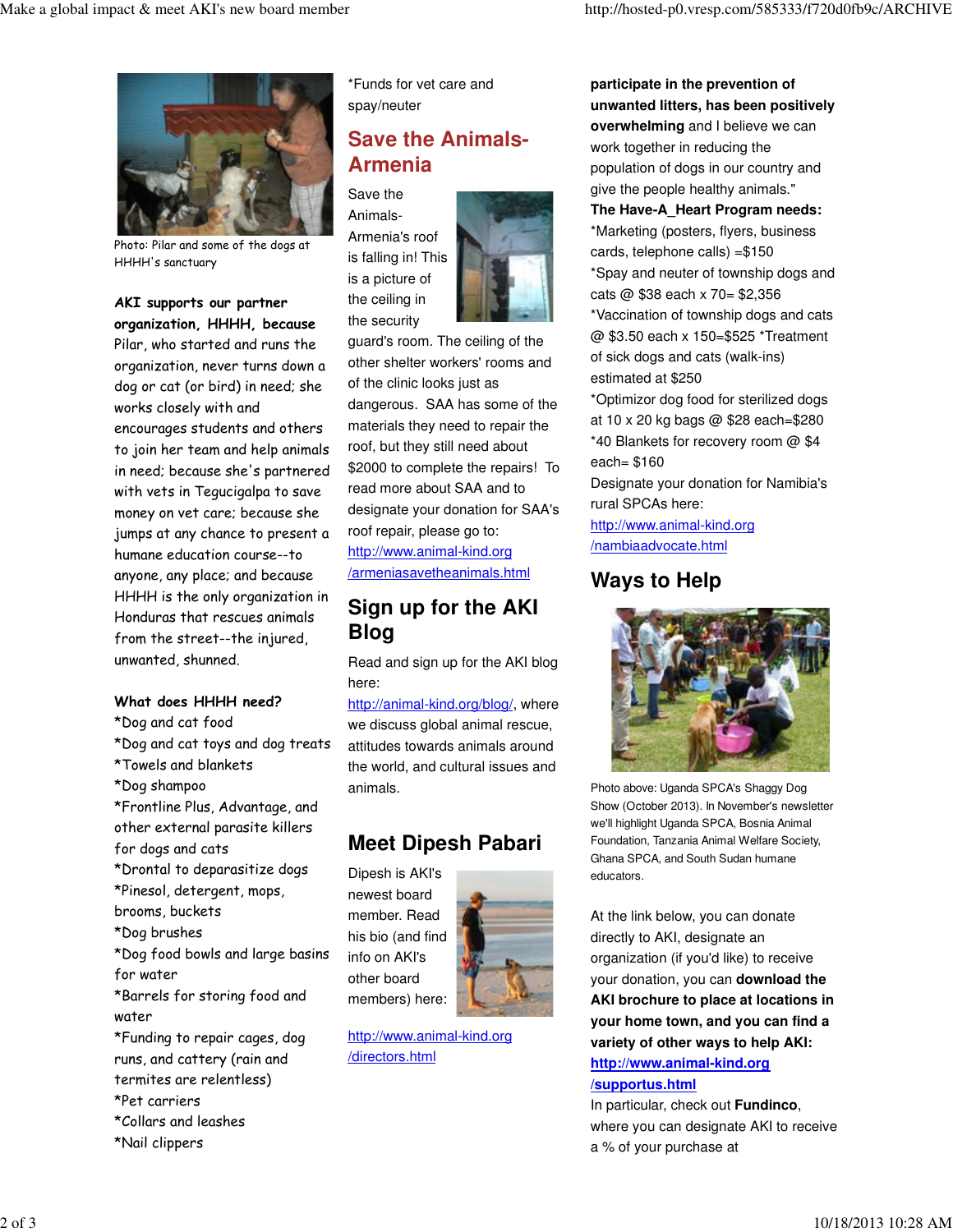Photo: Pilar and some of the dogs at HHHH's sanctuary

**AKI supports our partner organization, HHHH, because** Pilar, who started and runs the organization, never turns down a dog or cat (or bird) in need; she works closely with and encourages students and others to join her team and help animals in need; because she's partnered with vets in Tegucigalpa to save money on vet care; because she jumps at any chance to present a humane education course--to anyone, any place; and because HHHH is the only organization in Honduras that rescues animals from the street--the injured, unwanted, shunned.

**What does HHHH need?**

*Dog and cat food
*Dog and cat toys and dog treats
*Towels and blankets
*Dog shampoo
*Frontline Plus, Advantage, and other external parasite killers for dogs and cats
*Drontal to deparasitize dogs
*Pinesol, detergent, mops, brooms, buckets
*Dog brushes
*Dog food bowls and large basins for water
*Barrels for storing food and water
*Funding to repair cages, dog runs, and cattery (rain and termites are relentless)
*Pet carriers
*Collars and leashes
*Nail clippers
*Funds for vet care and spay/neuter

## Save the Animals- Armenia

Save the Animals- Armenia's roof is falling in! This is a picture of the ceiling in the security guard's room. The ceiling of the other shelter workers' rooms and of the clinic looks just as dangerous. SAA has some of the materials they need to repair the roof, but they still need about $2000 to complete the repairs! To read more about SAA and to designate your donation for SAA's roof repair, please go to: http://www.animal-kind.org/armeniasavetheanimals.html

## Sign up for the AKI Blog

Read and sign up for the AKI blog here: http://animal-kind.org/blog/, where we discuss global animal rescue, attitudes towards animals around the world, and cultural issues and animals.

## Meet Dipesh Pabari

Dipesh is AKI's newest board member. Read his bio (and find info on AKI's other board members) here:

http://www.animal-kind.org/directors.html

**participate in the prevention of unwanted litters, has been positively overwhelming** and I believe we can work together in reducing the population of dogs in our country and give the people healthy animals."

**The Have-A_Heart Program needs:**
*Marketing (posters, flyers, business cards, telephone calls) =$150
*Spay and neuter of township dogs and cats @ $38 each x 70= $2,356
*Vaccination of township dogs and cats @ $3.50 each x 150=$525 *Treatment of sick dogs and cats (walk-ins) estimated at $250
*Optimizor dog food for sterilized dogs at 10 x 20 kg bags @ $28 each=$280
*40 Blankets for recovery room @ $4 each= $160

Designate your donation for Namibia's rural SPCAs here: http://www.animal-kind.org/nambiaadvocate.html

## Ways to Help

Photo above: Uganda SPCA's Shaggy Dog Show (October 2013). In November's newsletter we'll highlight Uganda SPCA, Bosnia Animal Foundation, Tanzania Animal Welfare Society, Ghana SPCA, and South Sudan humane educators.

At the link below, you can donate directly to AKI, designate an organization (if you'd like) to receive your donation, you can **download the AKI brochure to place at locations in your home town, and you can find a variety of other ways to help AKI:** **http://www.animal-kind.org/supportus.html**

In particular, check out **Fundinco**, where you can designate AKI to receive a % of your purchase at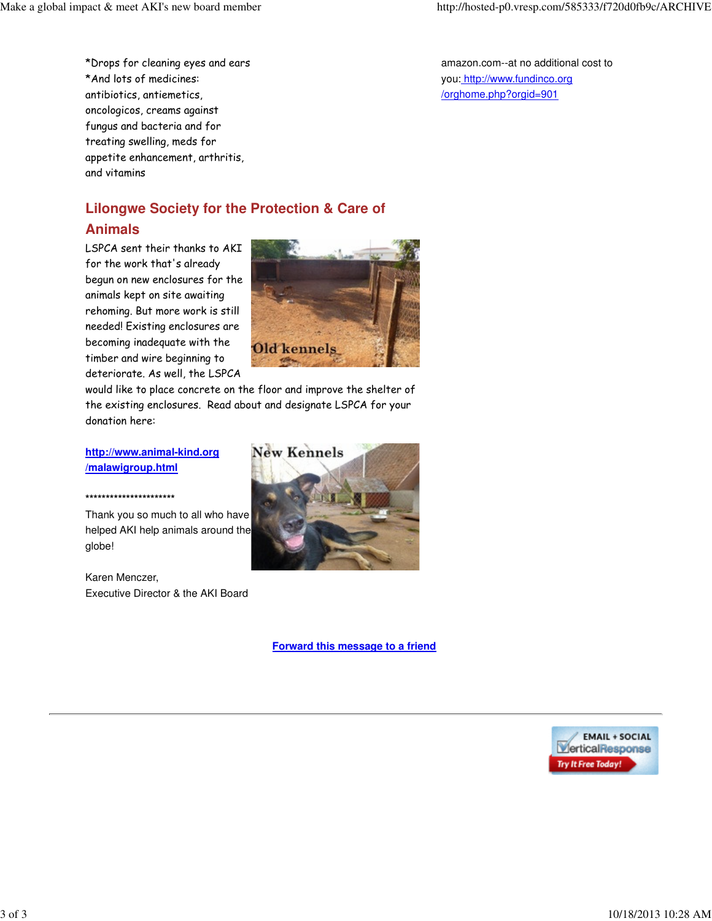*Drops for cleaning eyes and ears
*And lots of medicines: antibiotics, antiemetics, oncologicos, creams against fungus and bacteria and for treating swelling, meds for appetite enhancement, arthritis, and vitamins

## Lilongwe Society for the Protection & Care of Animals

LSPCA sent their thanks to AKI for the work that's already begun on new enclosures for the animals kept on site awaiting rehoming. But more work is still needed! Existing enclosures are becoming inadequate with the timber and wire beginning to deteriorate. As well, the LSPCA would like to place concrete on the floor and improve the shelter of the existing enclosures. Read about and designate LSPCA for your donation here:

Old kennels

**http://www.animal-kind.org/malawigroup.html**

New Kennels

**********************

Thank you so much to all who have helped AKI help animals around the globe!

Karen Menczer,
Executive Director & the AKI Board

**Forward this message to a friend**

amazon.com--at no additional cost to you: http://www.fundinco.org/orghome.php?orgid=901

EMAIL + SOCIAL VerticalResponse Try It Free Today!